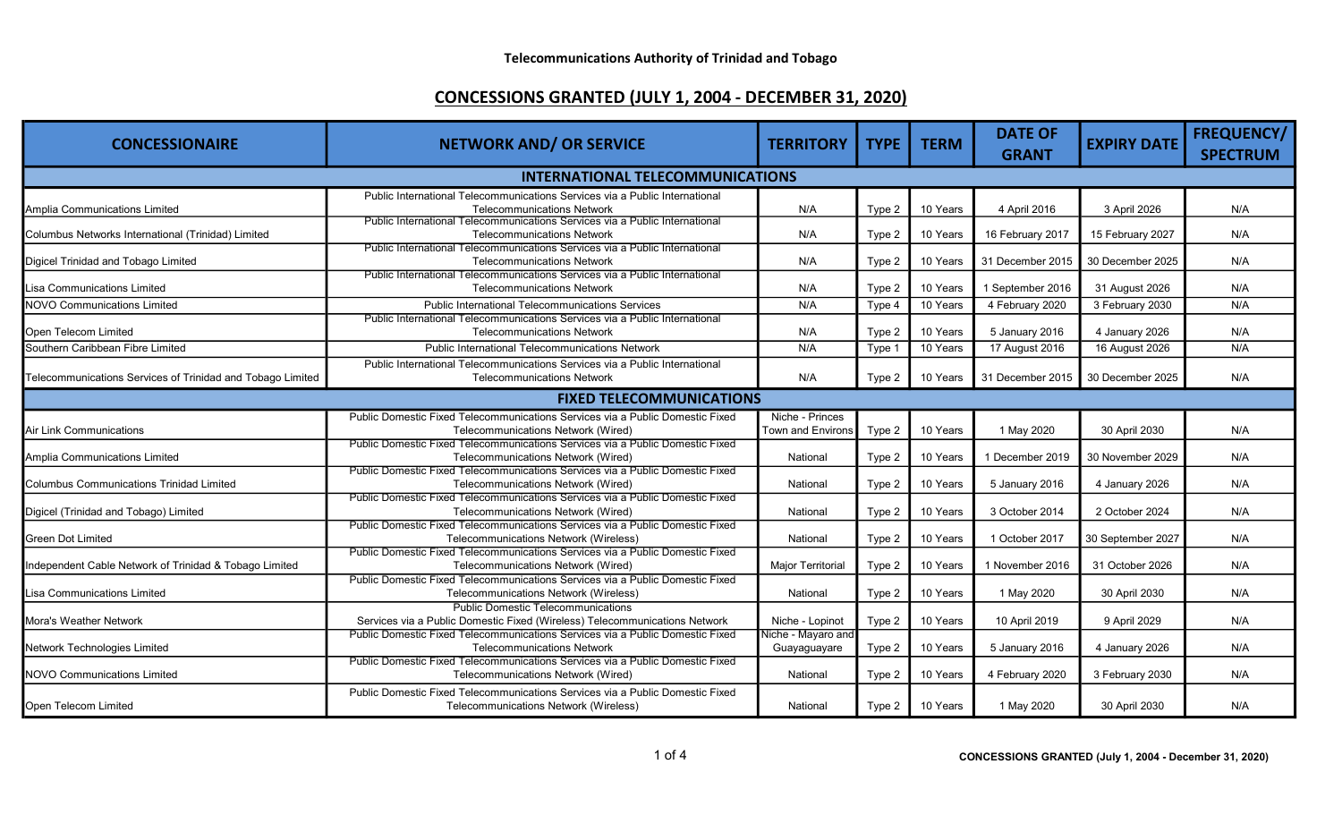**Telecommunications Authority of Trinidad and Tobago**

## CONCESSIONS GRANTED (JULY 1, 2004 - DECEMBER 31, 2020)

| CONCESSIONAIRE | NETWORK AND/ OR SERVICE | TERRITORY | TYPE | TERM | DATE OF GRANT | EXPIRY DATE | FREQUENCY/ SPECTRUM |
|---|---|---|---|---|---|---|---|
| **INTERNATIONAL TELECOMMUNICATIONS** | | | | | | | |
| Amplia Communications Limited | Public International Telecommunications Services via a Public International Telecommunications Network | N/A | Type 2 | 10 Years | 4 April 2016 | 3 April 2026 | N/A |
| Columbus Networks International (Trinidad) Limited | Public International Telecommunications Services via a Public International Telecommunications Network | N/A | Type 2 | 10 Years | 16 February 2017 | 15 February 2027 | N/A |
| Digicel Trinidad and Tobago Limited | Public International Telecommunications Services via a Public International Telecommunications Network | N/A | Type 2 | 10 Years | 31 December 2015 | 30 December 2025 | N/A |
| Lisa Communications Limited | Public International Telecommunications Services via a Public International Telecommunications Network | N/A | Type 2 | 10 Years | 1 September 2016 | 31 August 2026 | N/A |
| NOVO Communications Limited | Public International Telecommunications Services | N/A | Type 4 | 10 Years | 4 February 2020 | 3 February 2030 | N/A |
| Open Telecom Limited | Public International Telecommunications Services via a Public International Telecommunications Network | N/A | Type 2 | 10 Years | 5 January 2016 | 4 January 2026 | N/A |
| Southern Caribbean Fibre Limited | Public International Telecommunications Network | N/A | Type 1 | 10 Years | 17 August 2016 | 16 August 2026 | N/A |
| Telecommunications Services of Trinidad and Tobago Limited | Public International Telecommunications Services via a Public International Telecommunications Network | N/A | Type 2 | 10 Years | 31 December 2015 | 30 December 2025 | N/A |
| **FIXED TELECOMMUNICATIONS** | | | | | | | |
| Air Link Communications | Public Domestic Fixed Telecommunications Services via a Public Domestic Fixed Telecommunications Network (Wired) | Niche - Princes Town and Environs | Type 2 | 10 Years | 1 May 2020 | 30 April 2030 | N/A |
| Amplia Communications Limited | Public Domestic Fixed Telecommunications Services via a Public Domestic Fixed Telecommunications Network (Wired) | National | Type 2 | 10 Years | 1 December 2019 | 30 November 2029 | N/A |
| Columbus Communications Trinidad Limited | Public Domestic Fixed Telecommunications Services via a Public Domestic Fixed Telecommunications Network (Wired) | National | Type 2 | 10 Years | 5 January 2016 | 4 January 2026 | N/A |
| Digicel (Trinidad and Tobago) Limited | Public Domestic Fixed Telecommunications Services via a Public Domestic Fixed Telecommunications Network (Wired) | National | Type 2 | 10 Years | 3 October 2014 | 2 October 2024 | N/A |
| Green Dot Limited | Public Domestic Fixed Telecommunications Services via a Public Domestic Fixed Telecommunications Network (Wireless) | National | Type 2 | 10 Years | 1 October 2017 | 30 September 2027 | N/A |
| Independent Cable Network of Trinidad & Tobago Limited | Public Domestic Fixed Telecommunications Services via a Public Domestic Fixed Telecommunications Network (Wired) | Major Territorial | Type 2 | 10 Years | 1 November 2016 | 31 October 2026 | N/A |
| Lisa Communications Limited | Public Domestic Fixed Telecommunications Services via a Public Domestic Fixed Telecommunications Network (Wireless) | National | Type 2 | 10 Years | 1 May 2020 | 30 April 2030 | N/A |
| Mora's Weather Network | Public Domestic Telecommunications Services via a Public Domestic Fixed (Wireless) Telecommunications Network | Niche - Lopinot | Type 2 | 10 Years | 10 April 2019 | 9 April 2029 | N/A |
| Network Technologies Limited | Public Domestic Fixed Telecommunications Services via a Public Domestic Fixed Telecommunications Network | Niche - Mayaro and Guayaguayare | Type 2 | 10 Years | 5 January 2016 | 4 January 2026 | N/A |
| NOVO Communications Limited | Public Domestic Fixed Telecommunications Services via a Public Domestic Fixed Telecommunications Network (Wired) | National | Type 2 | 10 Years | 4 February 2020 | 3 February 2030 | N/A |
| Open Telecom Limited | Public Domestic Fixed Telecommunications Services via a Public Domestic Fixed Telecommunications Network (Wireless) | National | Type 2 | 10 Years | 1 May 2020 | 30 April 2030 | N/A |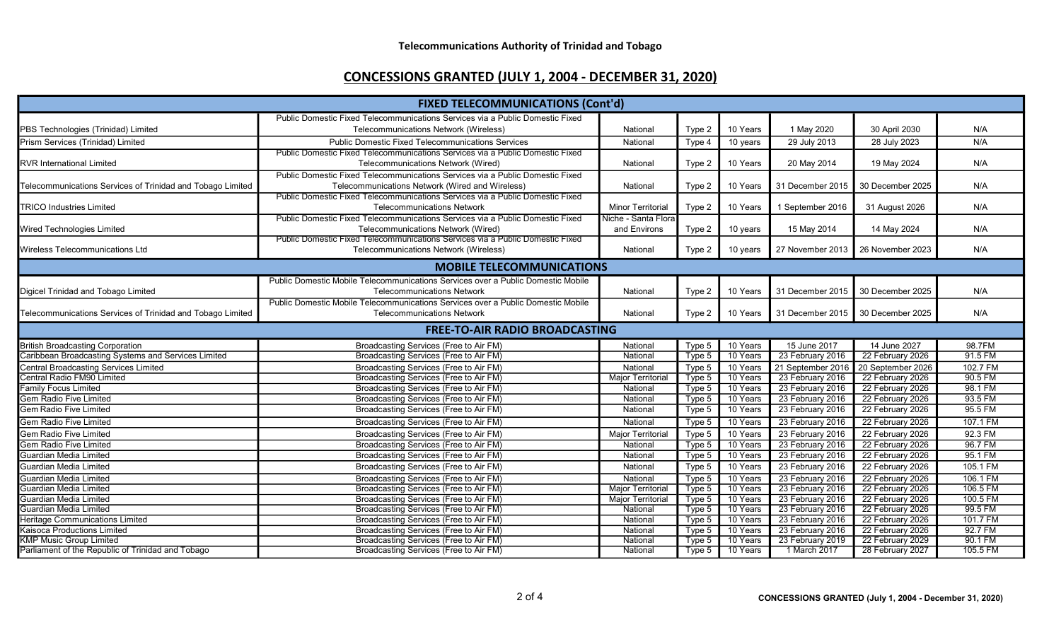Telecommunications Authority of Trinidad and Tobago

## CONCESSIONS GRANTED (JULY 1, 2004 - DECEMBER 31, 2020)

| FIXED TELECOMMUNICATIONS (Cont'd) | | | | | | | |
|---|---|---|---|---|---|---|---|
| PBS Technologies (Trinidad) Limited | Public Domestic Fixed Telecommunications Services via a Public Domestic Fixed Telecommunications Network (Wireless) | National | Type 2 | 10 Years | 1 May 2020 | 30 April 2030 | N/A |
| Prism Services (Trinidad) Limited | Public Domestic Fixed Telecommunications Services | National | Type 4 | 10 years | 29 July 2013 | 28 July 2023 | N/A |
| RVR International Limited | Public Domestic Fixed Telecommunications Services via a Public Domestic Fixed Telecommunications Network (Wired) | National | Type 2 | 10 Years | 20 May 2014 | 19 May 2024 | N/A |
| Telecommunications Services of Trinidad and Tobago Limited | Public Domestic Fixed Telecommunications Services via a Public Domestic Fixed Telecommunications Network (Wired and Wireless) | National | Type 2 | 10 Years | 31 December 2015 | 30 December 2025 | N/A |
| TRICO Industries Limited | Public Domestic Fixed Telecommunications Services via a Public Domestic Fixed Telecommunications Network | Minor Territorial | Type 2 | 10 Years | 1 September 2016 | 31 August 2026 | N/A |
| Wired Technologies Limited | Public Domestic Fixed Telecommunications Services via a Public Domestic Fixed Telecommunications Network (Wired) | Niche - Santa Flora and Environs | Type 2 | 10 years | 15 May 2014 | 14 May 2024 | N/A |
| Wireless Telecommunications Ltd | Public Domestic Fixed Telecommunications Services via a Public Domestic Fixed Telecommunications Network (Wireless) | National | Type 2 | 10 years | 27 November 2013 | 26 November 2023 | N/A |
| **MOBILE TELECOMMUNICATIONS** | | | | | | | |
| Digicel Trinidad and Tobago Limited | Public Domestic Mobile Telecommunications Services over a Public Domestic Mobile Telecommunications Network | National | Type 2 | 10 Years | 31 December 2015 | 30 December 2025 | N/A |
| Telecommunications Services of Trinidad and Tobago Limited | Public Domestic Mobile Telecommunications Services over a Public Domestic Mobile Telecommunications Network | National | Type 2 | 10 Years | 31 December 2015 | 30 December 2025 | N/A |
| **FREE-TO-AIR RADIO BROADCASTING** | | | | | | | |
| British Broadcasting Corporation | Broadcasting Services (Free to Air FM) | National | Type 5 | 10 Years | 15 June 2017 | 14 June 2027 | 98.7FM |
| Caribbean Broadcasting Systems and Services Limited | Broadcasting Services (Free to Air FM) | National | Type 5 | 10 Years | 23 February 2016 | 22 February 2026 | 91.5 FM |
| Central Broadcasting Services Limited | Broadcasting Services (Free to Air FM) | National | Type 5 | 10 Years | 21 September 2016 | 20 September 2026 | 102.7 FM |
| Central Radio FM90 Limited | Broadcasting Services (Free to Air FM) | Major Territorial | Type 5 | 10 Years | 23 February 2016 | 22 February 2026 | 90.5 FM |
| Family Focus Limited | Broadcasting Services (Free to Air FM) | National | Type 5 | 10 Years | 23 February 2016 | 22 February 2026 | 98.1 FM |
| Gem Radio Five Limited | Broadcasting Services (Free to Air FM) | National | Type 5 | 10 Years | 23 February 2016 | 22 February 2026 | 93.5 FM |
| Gem Radio Five Limited | Broadcasting Services (Free to Air FM) | National | Type 5 | 10 Years | 23 February 2016 | 22 February 2026 | 95.5 FM |
| Gem Radio Five Limited | Broadcasting Services (Free to Air FM) | National | Type 5 | 10 Years | 23 February 2016 | 22 February 2026 | 107.1 FM |
| Gem Radio Five Limited | Broadcasting Services (Free to Air FM) | Major Territorial | Type 5 | 10 Years | 23 February 2016 | 22 February 2026 | 92.3 FM |
| Gem Radio Five Limited | Broadcasting Services (Free to Air FM) | National | Type 5 | 10 Years | 23 February 2016 | 22 February 2026 | 96.7 FM |
| Guardian Media Limited | Broadcasting Services (Free to Air FM) | National | Type 5 | 10 Years | 23 February 2016 | 22 February 2026 | 95.1 FM |
| Guardian Media Limited | Broadcasting Services (Free to Air FM) | National | Type 5 | 10 Years | 23 February 2016 | 22 February 2026 | 105.1 FM |
| Guardian Media Limited | Broadcasting Services (Free to Air FM) | National | Type 5 | 10 Years | 23 February 2016 | 22 February 2026 | 106.1 FM |
| Guardian Media Limited | Broadcasting Services (Free to Air FM) | Major Territorial | Type 5 | 10 Years | 23 February 2016 | 22 February 2026 | 106.5 FM |
| Guardian Media Limited | Broadcasting Services (Free to Air FM) | Major Territorial | Type 5 | 10 Years | 23 February 2016 | 22 February 2026 | 100.5 FM |
| Guardian Media Limited | Broadcasting Services (Free to Air FM) | National | Type 5 | 10 Years | 23 February 2016 | 22 February 2026 | 99.5 FM |
| Heritage Communications Limited | Broadcasting Services (Free to Air FM) | National | Type 5 | 10 Years | 23 February 2016 | 22 February 2026 | 101.7 FM |
| Kaisoca Productions Limited | Broadcasting Services (Free to Air FM) | National | Type 5 | 10 Years | 23 February 2016 | 22 February 2026 | 92.7 FM |
| KMP Music Group Limited | Broadcasting Services (Free to Air FM) | National | Type 5 | 10 Years | 23 February 2019 | 22 February 2029 | 90.1 FM |
| Parliament of the Republic of Trinidad and Tobago | Broadcasting Services (Free to Air FM) | National | Type 5 | 10 Years | 1 March 2017 | 28 February 2027 | 105.5 FM |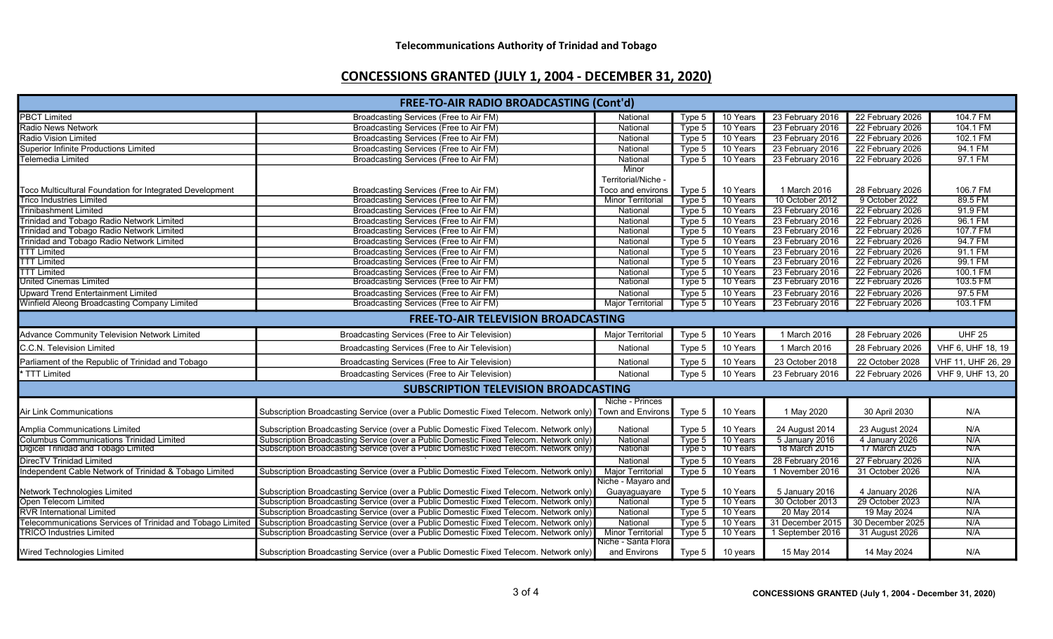Telecommunications Authority of Trinidad and Tobago

## CONCESSIONS GRANTED (JULY 1, 2004 - DECEMBER 31, 2020)

| FREE-TO-AIR RADIO BROADCASTING (Cont'd) | | | | | | | |
|---|---|---|---|---|---|---|---|
| PBCT Limited | Broadcasting Services (Free to Air FM) | National | Type 5 | 10 Years | 23 February 2016 | 22 February 2026 | 104.7 FM |
| Radio News Network | Broadcasting Services (Free to Air FM) | National | Type 5 | 10 Years | 23 February 2016 | 22 February 2026 | 104.1 FM |
| Radio Vision Limited | Broadcasting Services (Free to Air FM) | National | Type 5 | 10 Years | 23 February 2016 | 22 February 2026 | 102.1 FM |
| Superior Infinite Productions Limited | Broadcasting Services (Free to Air FM) | National | Type 5 | 10 Years | 23 February 2016 | 22 February 2026 | 94.1 FM |
| Telemedia Limited | Broadcasting Services (Free to Air FM) | National | Type 5 | 10 Years | 23 February 2016 | 22 February 2026 | 97.1 FM |
| Toco Multicultural Foundation for Integrated Development | Broadcasting Services (Free to Air FM) | Minor Territorial/Niche - Toco and environs | Type 5 | 10 Years | 1 March 2016 | 28 February 2026 | 106.7 FM |
| Trico Industries Limited | Broadcasting Services (Free to Air FM) | Minor Territorial | Type 5 | 10 Years | 10 October 2012 | 9 October 2022 | 89.5 FM |
| Trinibashment Limited | Broadcasting Services (Free to Air FM) | National | Type 5 | 10 Years | 23 February 2016 | 22 February 2026 | 91.9 FM |
| Trinidad and Tobago Radio Network Limited | Broadcasting Services (Free to Air FM) | National | Type 5 | 10 Years | 23 February 2016 | 22 February 2026 | 96.1 FM |
| Trinidad and Tobago Radio Network Limited | Broadcasting Services (Free to Air FM) | National | Type 5 | 10 Years | 23 February 2016 | 22 February 2026 | 107.7 FM |
| Trinidad and Tobago Radio Network Limited | Broadcasting Services (Free to Air FM) | National | Type 5 | 10 Years | 23 February 2016 | 22 February 2026 | 94.7 FM |
| TTT Limited | Broadcasting Services (Free to Air FM) | National | Type 5 | 10 Years | 23 February 2016 | 22 February 2026 | 91.1 FM |
| TTT Limited | Broadcasting Services (Free to Air FM) | National | Type 5 | 10 Years | 23 February 2016 | 22 February 2026 | 99.1 FM |
| TTT Limited | Broadcasting Services (Free to Air FM) | National | Type 5 | 10 Years | 23 February 2016 | 22 February 2026 | 100.1 FM |
| United Cinemas Limited | Broadcasting Services (Free to Air FM) | National | Type 5 | 10 Years | 23 February 2016 | 22 February 2026 | 103.5 FM |
| Upward Trend Entertainment Limited | Broadcasting Services (Free to Air FM) | National | Type 5 | 10 Years | 23 February 2016 | 22 February 2026 | 97.5 FM |
| Winfield Aleong Broadcasting Company Limited | Broadcasting Services (Free to Air FM) | Major Territorial | Type 5 | 10 Years | 23 February 2016 | 22 February 2026 | 103.1 FM |
| **FREE-TO-AIR TELEVISION BROADCASTING** | | | | | | | |
| Advance Community Television Network Limited | Broadcasting Services (Free to Air Television) | Major Territorial | Type 5 | 10 Years | 1 March 2016 | 28 February 2026 | UHF 25 |
| C.C.N. Television Limited | Broadcasting Services (Free to Air Television) | National | Type 5 | 10 Years | 1 March 2016 | 28 February 2026 | VHF 6, UHF 18, 19 |
| Parliament of the Republic of Trinidad and Tobago | Broadcasting Services (Free to Air Television) | National | Type 5 | 10 Years | 23 October 2018 | 22 October 2028 | VHF 11, UHF 26, 29 |
| * TTT Limited | Broadcasting Services (Free to Air Television) | National | Type 5 | 10 Years | 23 February 2016 | 22 February 2026 | VHF 9, UHF 13, 20 |
| **SUBSCRIPTION TELEVISION BROADCASTING** | | | | | | | |
| Air Link Communications | Subscription Broadcasting Service (over a Public Domestic Fixed Telecom. Network only) | Niche - Princes Town and Environs | Type 5 | 10 Years | 1 May 2020 | 30 April 2030 | N/A |
| Amplia Communications Limited | Subscription Broadcasting Service (over a Public Domestic Fixed Telecom. Network only) | National | Type 5 | 10 Years | 24 August 2014 | 23 August 2024 | N/A |
| Columbus Communications Trinidad Limited | Subscription Broadcasting Service (over a Public Domestic Fixed Telecom. Network only) | National | Type 5 | 10 Years | 5 January 2016 | 4 January 2026 | N/A |
| Digicel Trinidad and Tobago Limited | Subscription Broadcasting Service (over a Public Domestic Fixed Telecom. Network only) | National | Type 5 | 10 Years | 18 March 2015 | 17 March 2025 | N/A |
| DirecTV Trinidad Limited | ` | National | Type 5 | 10 Years | 28 February 2016 | 27 February 2026 | N/A |
| Independent Cable Network of Trinidad & Tobago Limited | Subscription Broadcasting Service (over a Public Domestic Fixed Telecom. Network only) | Major Territorial | Type 5 | 10 Years | 1 November 2016 | 31 October 2026 | N/A |
| Network Technologies Limited | Subscription Broadcasting Service (over a Public Domestic Fixed Telecom. Network only) | Niche - Mayaro and Guayaguayare | Type 5 | 10 Years | 5 January 2016 | 4 January 2026 | N/A |
| Open Telecom Limited | Subscription Broadcasting Service (over a Public Domestic Fixed Telecom. Network only) | National | Type 5 | 10 Years | 30 October 2013 | 29 October 2023 | N/A |
| RVR International Limited | Subscription Broadcasting Service (over a Public Domestic Fixed Telecom. Network only) | National | Type 5 | 10 Years | 20 May 2014 | 19 May 2024 | N/A |
| Telecommunications Services of Trinidad and Tobago Limited | Subscription Broadcasting Service (over a Public Domestic Fixed Telecom. Network only) | National | Type 5 | 10 Years | 31 December 2015 | 30 December 2025 | N/A |
| TRICO Industries Limited | Subscription Broadcasting Service (over a Public Domestic Fixed Telecom. Network only) | Minor Territorial | Type 5 | 10 Years | 1 September 2016 | 31 August 2026 | N/A |
| Wired Technologies Limited | Subscription Broadcasting Service (over a Public Domestic Fixed Telecom. Network only) | Niche - Santa Flora and Environs | Type 5 | 10 years | 15 May 2014 | 14 May 2024 | N/A |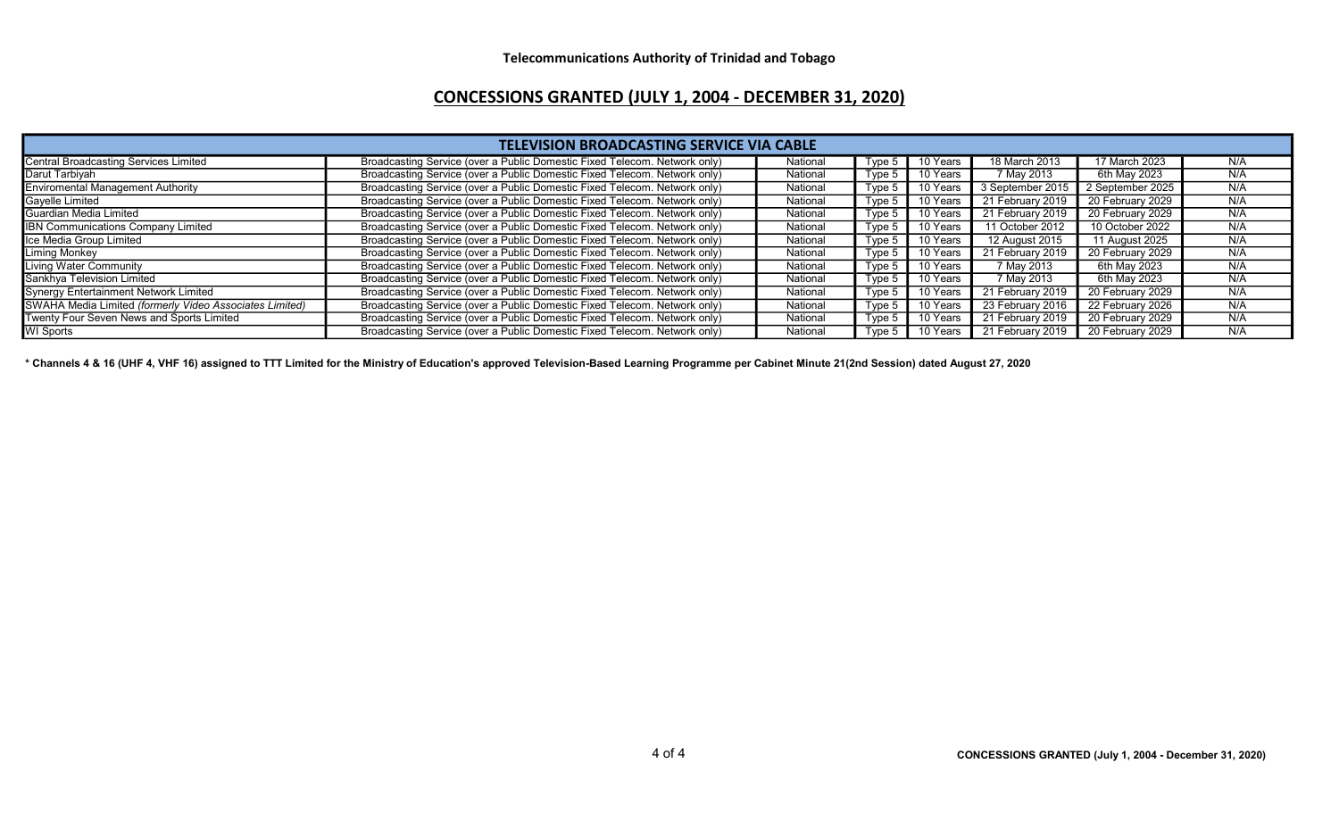**Telecommunications Authority of Trinidad and Tobago**

## CONCESSIONS GRANTED (JULY 1, 2004 - DECEMBER 31, 2020)

| TELEVISION BROADCASTING SERVICE VIA CABLE | | | | | | | |
|---|---|---|---|---|---|---|---|
| Central Broadcasting Services Limited | Broadcasting Service (over a Public Domestic Fixed Telecom. Network only) | National | Type 5 | 10 Years | 18 March 2013 | 17 March 2023 | N/A |
| Darut Tarbiyah | Broadcasting Service (over a Public Domestic Fixed Telecom. Network only) | National | Type 5 | 10 Years | 7 May 2013 | 6th May 2023 | N/A |
| Enviromental Management Authority | Broadcasting Service (over a Public Domestic Fixed Telecom. Network only) | National | Type 5 | 10 Years | 3 September 2015 | 2 September 2025 | N/A |
| Gayelle Limited | Broadcasting Service (over a Public Domestic Fixed Telecom. Network only) | National | Type 5 | 10 Years | 21 February 2019 | 20 February 2029 | N/A |
| Guardian Media Limited | Broadcasting Service (over a Public Domestic Fixed Telecom. Network only) | National | Type 5 | 10 Years | 21 February 2019 | 20 February 2029 | N/A |
| IBN Communications Company Limited | Broadcasting Service (over a Public Domestic Fixed Telecom. Network only) | National | Type 5 | 10 Years | 11 October 2012 | 10 October 2022 | N/A |
| Ice Media Group Limited | Broadcasting Service (over a Public Domestic Fixed Telecom. Network only) | National | Type 5 | 10 Years | 12 August 2015 | 11 August 2025 | N/A |
| Liming Monkey | Broadcasting Service (over a Public Domestic Fixed Telecom. Network only) | National | Type 5 | 10 Years | 21 February 2019 | 20 February 2029 | N/A |
| Living Water Community | Broadcasting Service (over a Public Domestic Fixed Telecom. Network only) | National | Type 5 | 10 Years | 7 May 2013 | 6th May 2023 | N/A |
| Sankhya Television Limited | Broadcasting Service (over a Public Domestic Fixed Telecom. Network only) | National | Type 5 | 10 Years | 7 May 2013 | 6th May 2023 | N/A |
| Synergy Entertainment Network Limited | Broadcasting Service (over a Public Domestic Fixed Telecom. Network only) | National | Type 5 | 10 Years | 21 February 2019 | 20 February 2029 | N/A |
| SWAHA Media Limited *(formerly Video Associates Limited)* | Broadcasting Service (over a Public Domestic Fixed Telecom. Network only) | National | Type 5 | 10 Years | 23 February 2016 | 22 February 2026 | N/A |
| Twenty Four Seven News and Sports Limited | Broadcasting Service (over a Public Domestic Fixed Telecom. Network only) | National | Type 5 | 10 Years | 21 February 2019 | 20 February 2029 | N/A |
| WI Sports | Broadcasting Service (over a Public Domestic Fixed Telecom. Network only) | National | Type 5 | 10 Years | 21 February 2019 | 20 February 2029 | N/A |

**\* Channels 4 & 16 (UHF 4, VHF 16) assigned to TTT Limited for the Ministry of Education's approved Television-Based Learning Programme per Cabinet Minute 21(2nd Session) dated August 27, 2020**